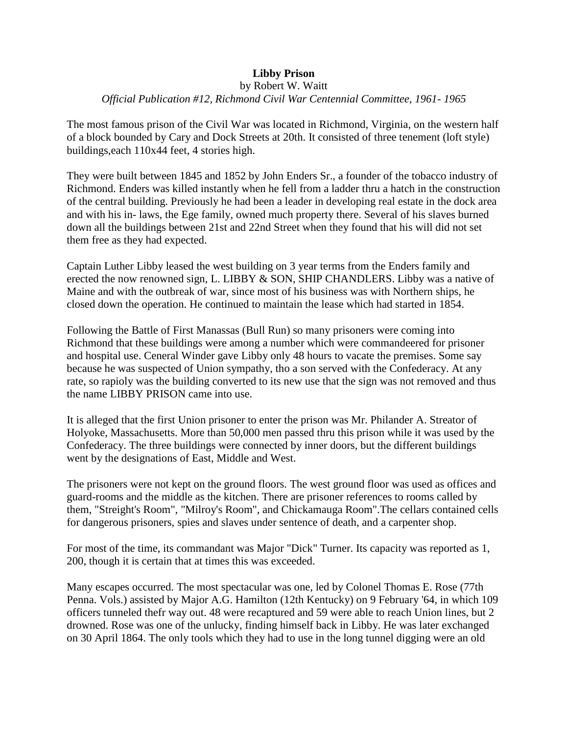# Libby Prison

by Robert W. Waitt

*Official Publication #12, Richmond Civil War Centennial Committee, 1961- 1965*

The most famous prison of the Civil War was located in Richmond, Virginia, on the western half of a block bounded by Cary and Dock Streets at 20th. It consisted of three tenement (loft style) buildings,each 110x44 feet, 4 stories high.

They were built between 1845 and 1852 by John Enders Sr., a founder of the tobacco industry of Richmond. Enders was killed instantly when he fell from a ladder thru a hatch in the construction of the central building. Previously he had been a leader in developing real estate in the dock area and with his in- laws, the Ege family, owned much property there. Several of his slaves burned down all the buildings between 21st and 22nd Street when they found that his will did not set them free as they had expected.

Captain Luther Libby leased the west building on 3 year terms from the Enders family and erected the now renowned sign, L. LIBBY & SON, SHIP CHANDLERS. Libby was a native of Maine and with the outbreak of war, since most of his business was with Northern ships, he closed down the operation. He continued to maintain the lease which had started in 1854.

Following the Battle of First Manassas (Bull Run) so many prisoners were coming into Richmond that these buildings were among a number which were commandeered for prisoner and hospital use. Ceneral Winder gave Libby only 48 hours to vacate the premises. Some say because he was suspected of Union sympathy, tho a son served with the Confederacy. At any rate, so rapioly was the building converted to its new use that the sign was not removed and thus the name LIBBY PRISON came into use.

It is alleged that the first Union prisoner to enter the prison was Mr. Philander A. Streator of Holyoke, Massachusetts. More than 50,000 men passed thru this prison while it was used by the Confederacy. The three buildings were connected by inner doors, but the different buildings went by the designations of East, Middle and West.

The prisoners were not kept on the ground floors. The west ground floor was used as offices and guard-rooms and the middle as the kitchen. There are prisoner references to rooms called by them, "Streight's Room", "Milroy's Room", and Chickamauga Room".The cellars contained cells for dangerous prisoners, spies and slaves under sentence of death, and a carpenter shop.

For most of the time, its commandant was Major "Dick" Turner. Its capacity was reported as 1, 200, though it is certain that at times this was exceeded.

Many escapes occurred. The most spectacular was one, led by Colonel Thomas E. Rose (77th Penna. Vols.) assisted by Major A.G. Hamilton (12th Kentucky) on 9 February '64, in which 109 officers tunneled thefr way out. 48 were recaptured and 59 were able to reach Union lines, but 2 drowned. Rose was one of the unlucky, finding himself back in Libby. He was later exchanged on 30 April 1864. The only tools which they had to use in the long tunnel digging were an old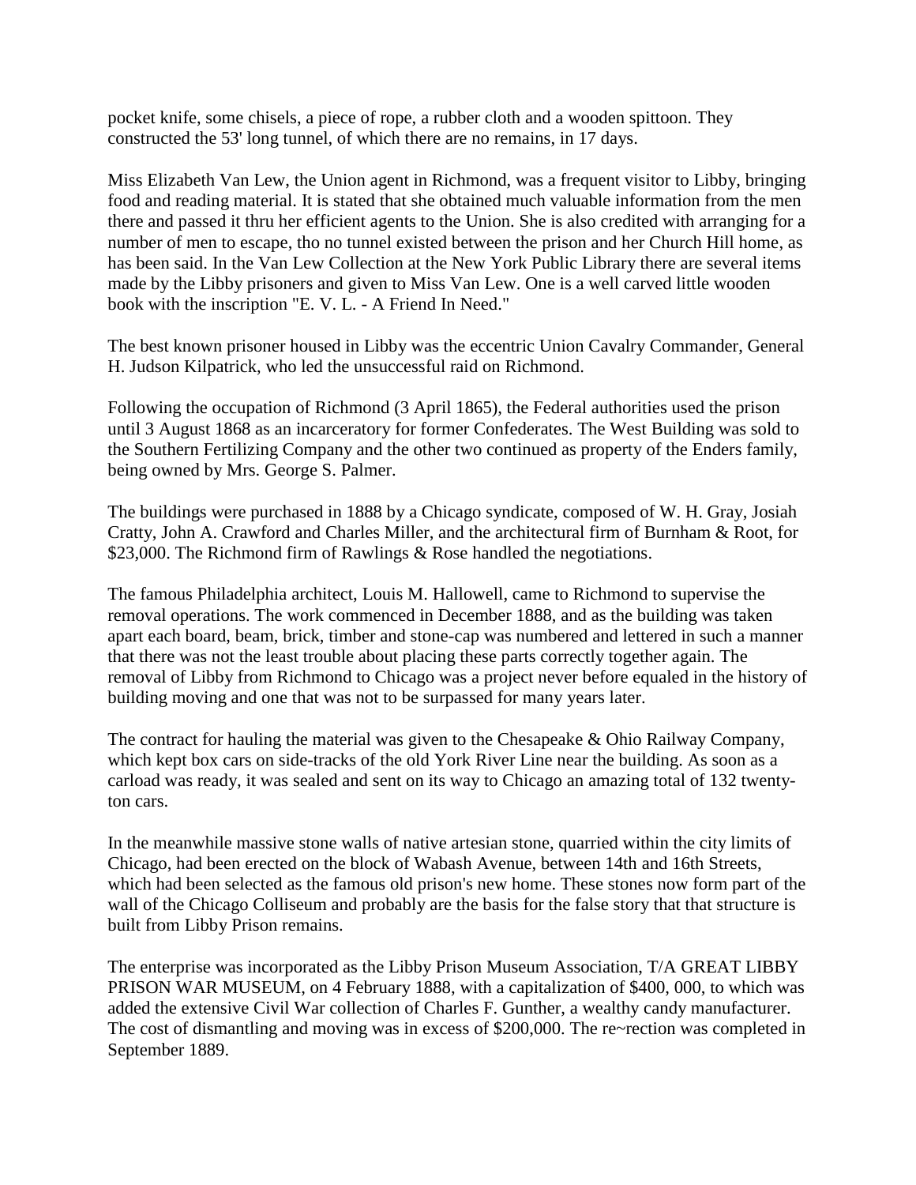pocket knife, some chisels, a piece of rope, a rubber cloth and a wooden spittoon. They constructed the 53' long tunnel, of which there are no remains, in 17 days.

Miss Elizabeth Van Lew, the Union agent in Richmond, was a frequent visitor to Libby, bringing food and reading material. It is stated that she obtained much valuable information from the men there and passed it thru her efficient agents to the Union. She is also credited with arranging for a number of men to escape, tho no tunnel existed between the prison and her Church Hill home, as has been said. In the Van Lew Collection at the New York Public Library there are several items made by the Libby prisoners and given to Miss Van Lew. One is a well carved little wooden book with the inscription "E. V. L. - A Friend In Need."

The best known prisoner housed in Libby was the eccentric Union Cavalry Commander, General H. Judson Kilpatrick, who led the unsuccessful raid on Richmond.

Following the occupation of Richmond (3 April 1865), the Federal authorities used the prison until 3 August 1868 as an incarceratory for former Confederates. The West Building was sold to the Southern Fertilizing Company and the other two continued as property of the Enders family, being owned by Mrs. George S. Palmer.

The buildings were purchased in 1888 by a Chicago syndicate, composed of W. H. Gray, Josiah Cratty, John A. Crawford and Charles Miller, and the architectural firm of Burnham & Root, for $23,000. The Richmond firm of Rawlings & Rose handled the negotiations.

The famous Philadelphia architect, Louis M. Hallowell, came to Richmond to supervise the removal operations. The work commenced in December 1888, and as the building was taken apart each board, beam, brick, timber and stone-cap was numbered and lettered in such a manner that there was not the least trouble about placing these parts correctly together again. The removal of Libby from Richmond to Chicago was a project never before equaled in the history of building moving and one that was not to be surpassed for many years later.

The contract for hauling the material was given to the Chesapeake & Ohio Railway Company, which kept box cars on side-tracks of the old York River Line near the building. As soon as a carload was ready, it was sealed and sent on its way to Chicago an amazing total of 132 twenty-ton cars.

In the meanwhile massive stone walls of native artesian stone, quarried within the city limits of Chicago, had been erected on the block of Wabash Avenue, between 14th and 16th Streets, which had been selected as the famous old prison's new home. These stones now form part of the wall of the Chicago Colliseum and probably are the basis for the false story that that structure is built from Libby Prison remains.

The enterprise was incorporated as the Libby Prison Museum Association, T/A GREAT LIBBY PRISON WAR MUSEUM, on 4 February 1888, with a capitalization of $400, 000, to which was added the extensive Civil War collection of Charles F. Gunther, a wealthy candy manufacturer. The cost of dismantling and moving was in excess of $200,000. The re~rection was completed in September 1889.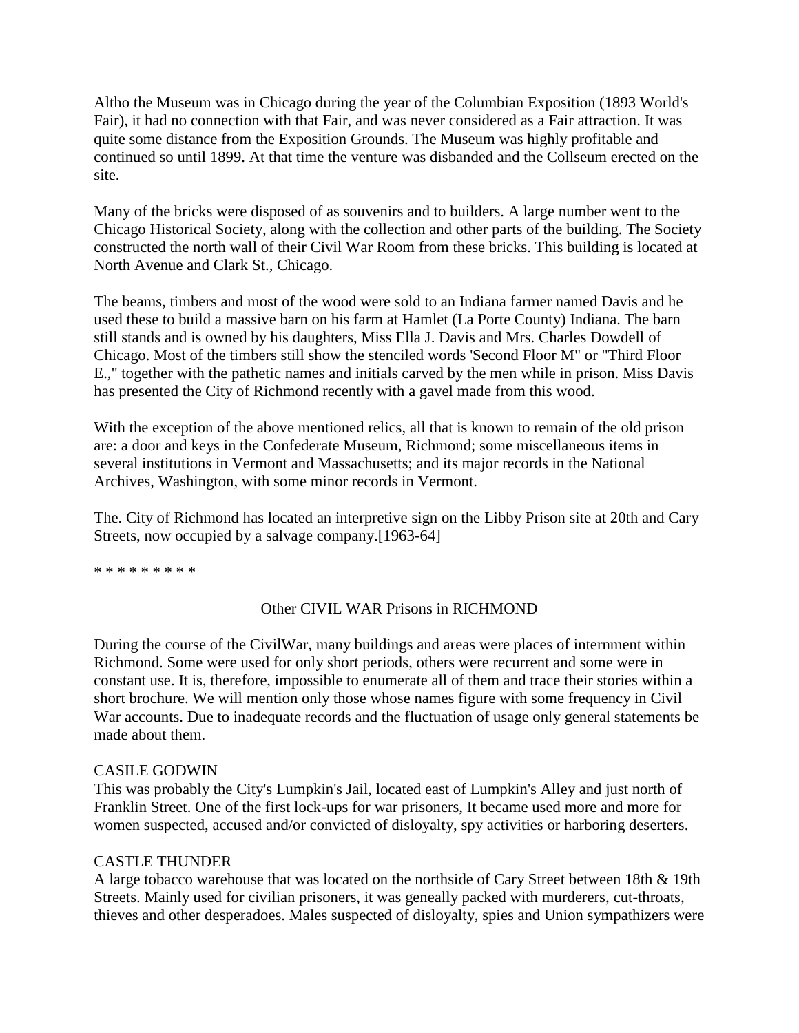Altho the Museum was in Chicago during the year of the Columbian Exposition (1893 World's Fair), it had no connection with that Fair, and was never considered as a Fair attraction. It was quite some distance from the Exposition Grounds. The Museum was highly profitable and continued so until 1899. At that time the venture was disbanded and the Collseum erected on the site.

Many of the bricks were disposed of as souvenirs and to builders. A large number went to the Chicago Historical Society, along with the collection and other parts of the building. The Society constructed the north wall of their Civil War Room from these bricks. This building is located at North Avenue and Clark St., Chicago.

The beams, timbers and most of the wood were sold to an Indiana farmer named Davis and he used these to build a massive barn on his farm at Hamlet (La Porte County) Indiana. The barn still stands and is owned by his daughters, Miss Ella J. Davis and Mrs. Charles Dowdell of Chicago. Most of the timbers still show the stenciled words 'Second Floor M" or "Third Floor E.," together with the pathetic names and initials carved by the men while in prison. Miss Davis has presented the City of Richmond recently with a gavel made from this wood.

With the exception of the above mentioned relics, all that is known to remain of the old prison are: a door and keys in the Confederate Museum, Richmond; some miscellaneous items in several institutions in Vermont and Massachusetts; and its major records in the National Archives, Washington, with some minor records in Vermont.

The. City of Richmond has located an interpretive sign on the Libby Prison site at 20th and Cary Streets, now occupied by a salvage company.[1963-64]

* * * * * * * * *

## Other CIVIL WAR Prisons in RICHMOND

During the course of the CivilWar, many buildings and areas were places of internment within Richmond. Some were used for only short periods, others were recurrent and some were in constant use. It is, therefore, impossible to enumerate all of them and trace their stories within a short brochure. We will mention only those whose names figure with some frequency in Civil War accounts. Due to inadequate records and the fluctuation of usage only general statements be made about them.

### CASILE GODWIN

This was probably the City's Lumpkin's Jail, located east of Lumpkin's Alley and just north of Franklin Street. One of the first lock-ups for war prisoners, It became used more and more for women suspected, accused and/or convicted of disloyalty, spy activities or harboring deserters.

### CASTLE THUNDER

A large tobacco warehouse that was located on the northside of Cary Street between 18th & 19th Streets. Mainly used for civilian prisoners, it was geneally packed with murderers, cut-throats, thieves and other desperadoes. Males suspected of disloyalty, spies and Union sympathizers were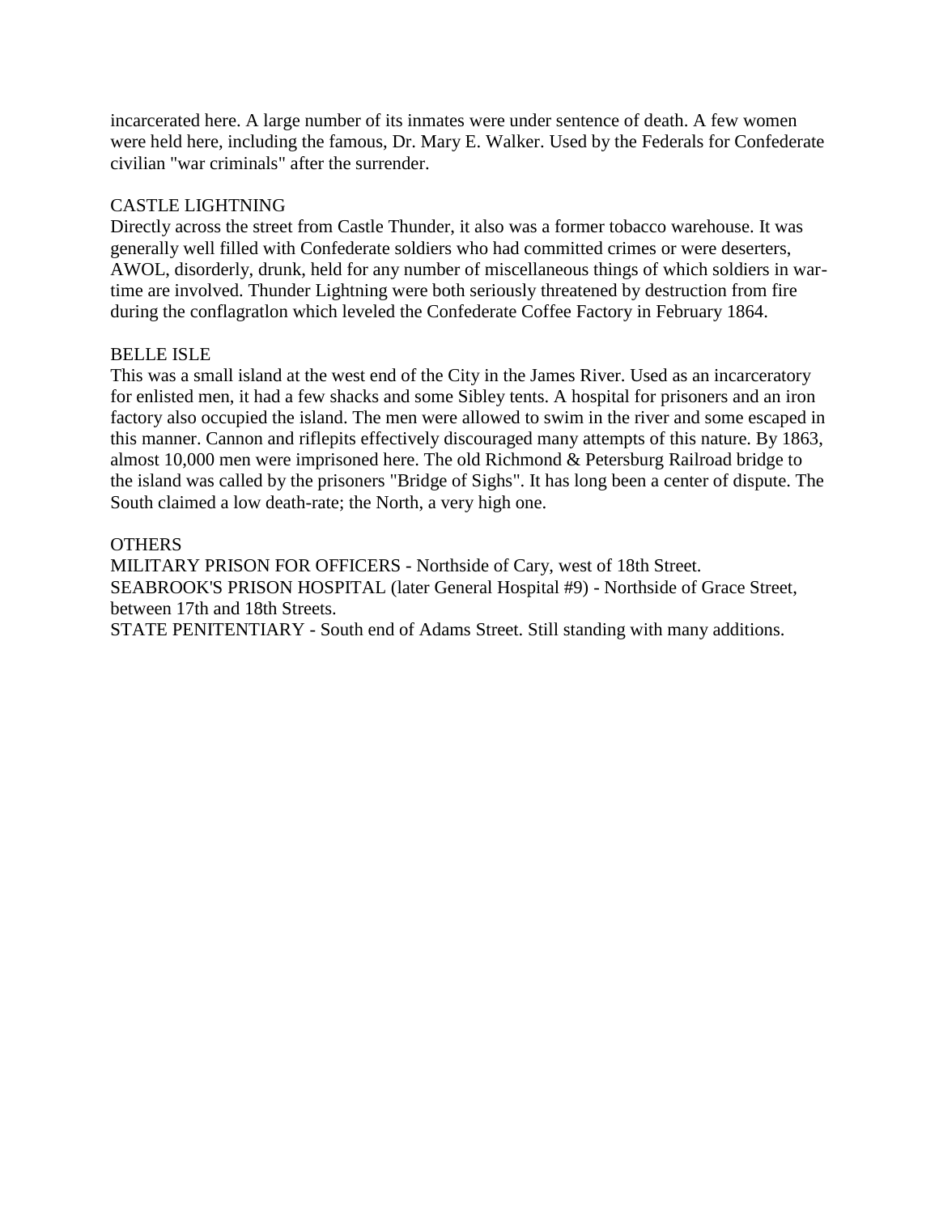incarcerated here. A large number of its inmates were under sentence of death. A few women were held here, including the famous, Dr. Mary E. Walker. Used by the Federals for Confederate civilian "war criminals" after the surrender.

## CASTLE LIGHTNING

Directly across the street from Castle Thunder, it also was a former tobacco warehouse. It was generally well filled with Confederate soldiers who had committed crimes or were deserters, AWOL, disorderly, drunk, held for any number of miscellaneous things of which soldiers in war-time are involved. Thunder Lightning were both seriously threatened by destruction from fire during the conflagratlon which leveled the Confederate Coffee Factory in February 1864.

## BELLE ISLE

This was a small island at the west end of the City in the James River. Used as an incarceratory for enlisted men, it had a few shacks and some Sibley tents. A hospital for prisoners and an iron factory also occupied the island. The men were allowed to swim in the river and some escaped in this manner. Cannon and riflepits effectively discouraged many attempts of this nature. By 1863, almost 10,000 men were imprisoned here. The old Richmond & Petersburg Railroad bridge to the island was called by the prisoners "Bridge of Sighs". It has long been a center of dispute. The South claimed a low death-rate; the North, a very high one.

## OTHERS

MILITARY PRISON FOR OFFICERS - Northside of Cary, west of 18th Street.
SEABROOK'S PRISON HOSPITAL (later General Hospital #9) - Northside of Grace Street, between 17th and 18th Streets.
STATE PENITENTIARY - South end of Adams Street. Still standing with many additions.